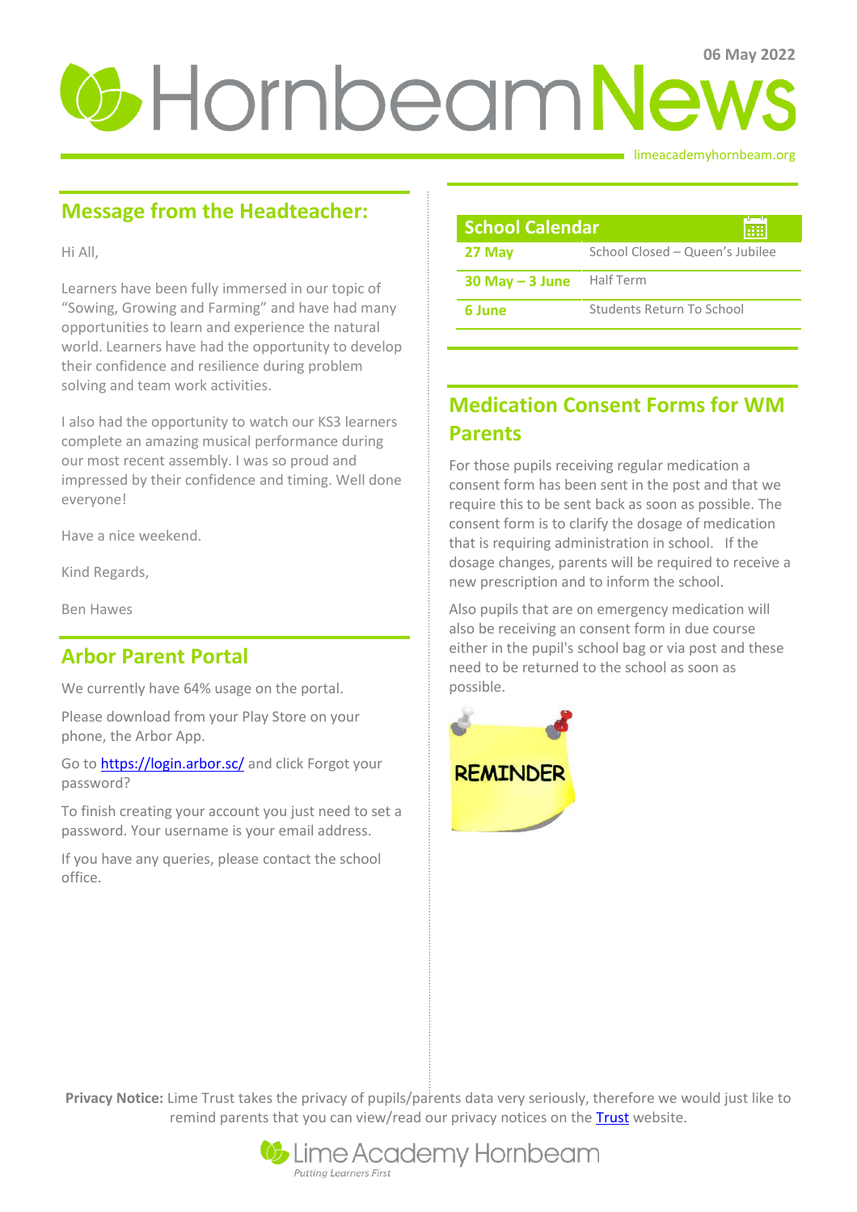06 May 2022

# Hornbeam News

limeacademyhornbeam.org

## Message from the Headteacher:

Hi All,

Learners have been fully immersed in our topic of "Sowing, Growing and Farming" and have had many opportunities to learn and experience the natural world. Learners have had the opportunity to develop their confidence and resilience during problem solving and team work activities.

I also had the opportunity to watch our KS3 learners complete an amazing musical performance during our most recent assembly. I was so proud and impressed by their confidence and timing. Well done everyone!

Have a nice weekend.

Kind Regards,

Ben Hawes

## Arbor Parent Portal

We currently have 64% usage on the portal.

Please download from your Play Store on your phone, the Arbor App.

Go to https://login.arbor.sc/ and click Forgot your password?

To finish creating your account you just need to set a password. Your username is your email address.

If you have any queries, please contact the school office.

## School Calendar

| Date | Event |
|---|---|
| **27 May** | School Closed – Queen's Jubilee |
| **30 May – 3 June** | Half Term |
| **6 June** | Students Return To School |

## Medication Consent Forms for WM Parents

For those pupils receiving regular medication a consent form has been sent in the post and that we require this to be sent back as soon as possible. The consent form is to clarify the dosage of medication that is requiring administration in school. If the dosage changes, parents will be required to receive a new prescription and to inform the school.

Also pupils that are on emergency medication will also be receiving an consent form in due course either in the pupil's school bag or via post and these need to be returned to the school as soon as possible.

REMINDER

**Privacy Notice:** Lime Trust takes the privacy of pupils/parents data very seriously, therefore we would just like to remind parents that you can view/read our privacy notices on the Trust website.

Lime Academy Hornbeam

*Putting Learners First*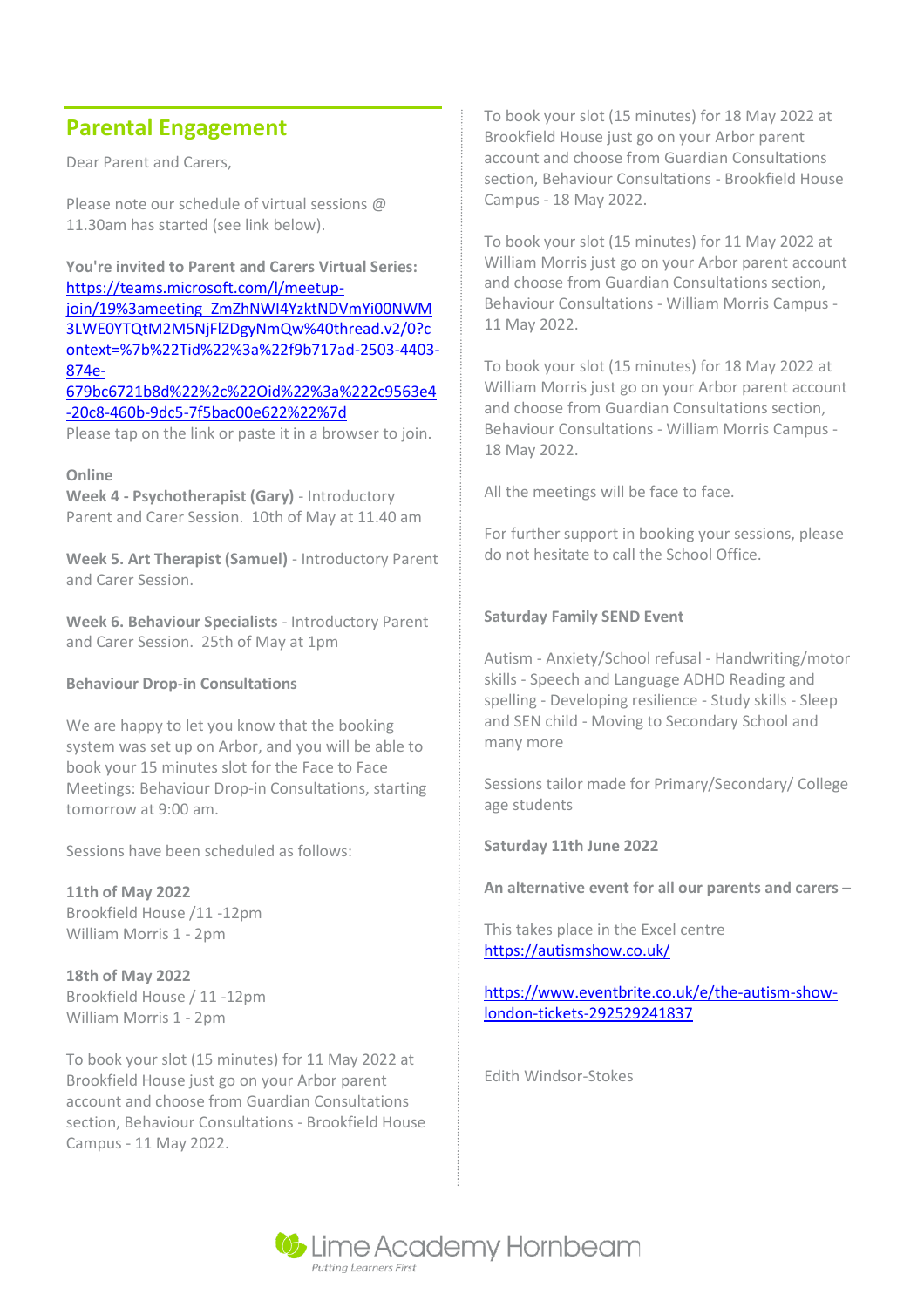## Parental Engagement

Dear Parent and Carers,

Please note our schedule of virtual sessions @ 11.30am has started (see link below).

**You're invited to Parent and Carers Virtual Series:** [https://teams.microsoft.com/l/meetup-join/19%3ameeting_ZmZhNWI4YzktNDVmYi00NWM3LWE0YTQtM2M5NjFlZDgyNmQw%40thread.v2/0?context=%7b%22Tid%22%3a%22f9b717ad-2503-4403-874e-679bc6721b8d%22%2c%22Oid%22%3a%222c9563e4-20c8-460b-9dc5-7f5bac00e622%22%7d](https://teams.microsoft.com/l/meetup-join/19%3ameeting_ZmZhNWI4YzktNDVmYi00NWM3LWE0YTQtM2M5NjFlZDgyNmQw%40thread.v2/0?context=%7b%22Tid%22%3a%22f9b717ad-2503-4403-874e-679bc6721b8d%22%2c%22Oid%22%3a%222c9563e4-20c8-460b-9dc5-7f5bac00e622%22%7d)
Please tap on the link or paste it in a browser to join.

**Online**
**Week 4 - Psychotherapist (Gary)** - Introductory Parent and Carer Session. 10th of May at 11.40 am

**Week 5. Art Therapist (Samuel)** - Introductory Parent and Carer Session.

**Week 6. Behaviour Specialists** - Introductory Parent and Carer Session. 25th of May at 1pm

**Behaviour Drop-in Consultations**

We are happy to let you know that the booking system was set up on Arbor, and you will be able to book your 15 minutes slot for the Face to Face Meetings: Behaviour Drop-in Consultations, starting tomorrow at 9:00 am.

Sessions have been scheduled as follows:

**11th of May 2022**
Brookfield House /11 -12pm
William Morris 1 - 2pm

**18th of May 2022**
Brookfield House / 11 -12pm
William Morris 1 - 2pm

To book your slot (15 minutes) for 11 May 2022 at Brookfield House just go on your Arbor parent account and choose from Guardian Consultations section, Behaviour Consultations - Brookfield House Campus - 11 May 2022.

To book your slot (15 minutes) for 18 May 2022 at Brookfield House just go on your Arbor parent account and choose from Guardian Consultations section, Behaviour Consultations - Brookfield House Campus - 18 May 2022.

To book your slot (15 minutes) for 11 May 2022 at William Morris just go on your Arbor parent account and choose from Guardian Consultations section, Behaviour Consultations - William Morris Campus - 11 May 2022.

To book your slot (15 minutes) for 18 May 2022 at William Morris just go on your Arbor parent account and choose from Guardian Consultations section, Behaviour Consultations - William Morris Campus - 18 May 2022.

All the meetings will be face to face.

For further support in booking your sessions, please do not hesitate to call the School Office.

**Saturday Family SEND Event**

Autism - Anxiety/School refusal - Handwriting/motor skills - Speech and Language ADHD Reading and spelling - Developing resilience - Study skills - Sleep and SEN child - Moving to Secondary School and many more

Sessions tailor made for Primary/Secondary/ College age students

**Saturday 11th June 2022**

**An alternative event for all our parents and carers** –

This takes place in the Excel centre
[https://autismshow.co.uk/](https://autismshow.co.uk/)

[https://www.eventbrite.co.uk/e/the-autism-show-london-tickets-292529241837](https://www.eventbrite.co.uk/e/the-autism-show-london-tickets-292529241837)

Edith Windsor-Stokes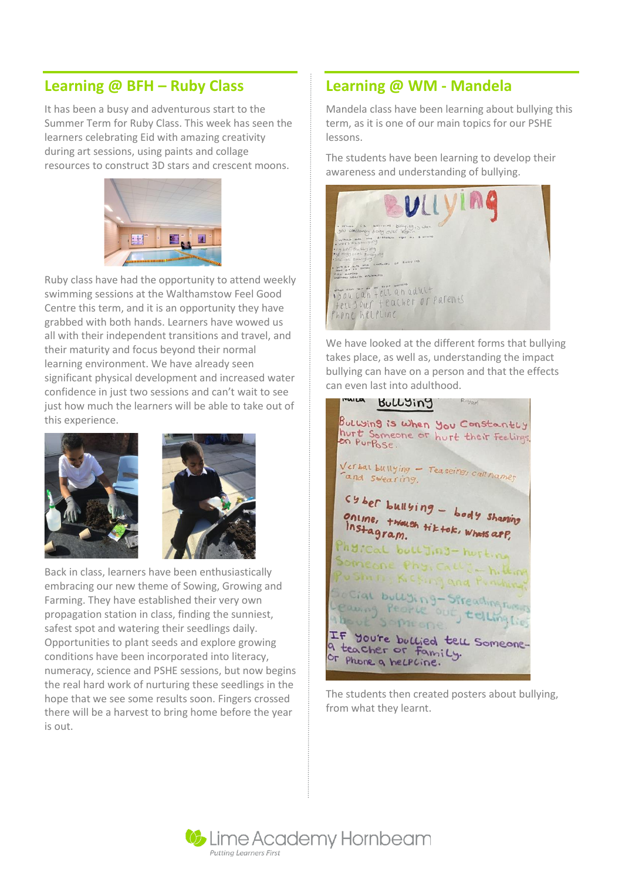## Learning @ BFH – Ruby Class

It has been a busy and adventurous start to the Summer Term for Ruby Class. This week has seen the learners celebrating Eid with amazing creativity during art sessions, using paints and collage resources to construct 3D stars and crescent moons.

Ruby class have had the opportunity to attend weekly swimming sessions at the Walthamstow Feel Good Centre this term, and it is an opportunity they have grabbed with both hands. Learners have wowed us all with their independent transitions and travel, and their maturity and focus beyond their normal learning environment. We have already seen significant physical development and increased water confidence in just two sessions and can't wait to see just how much the learners will be able to take out of this experience.

Back in class, learners have been enthusiastically embracing our new theme of Sowing, Growing and Farming. They have established their very own propagation station in class, finding the sunniest, safest spot and watering their seedlings daily. Opportunities to plant seeds and explore growing conditions have been incorporated into literacy, numeracy, science and PSHE sessions, but now begins the real hard work of nurturing these seedlings in the hope that we see some results soon. Fingers crossed there will be a harvest to bring home before the year is out.

## Learning @ WM - Mandela

Mandela class have been learning about bullying this term, as it is one of our main topics for our PSHE lessons.

The students have been learning to develop their awareness and understanding of bullying.

We have looked at the different forms that bullying takes place, as well as, understanding the impact bullying can have on a person and that the effects can even last into adulthood.

The students then created posters about bullying, from what they learnt.